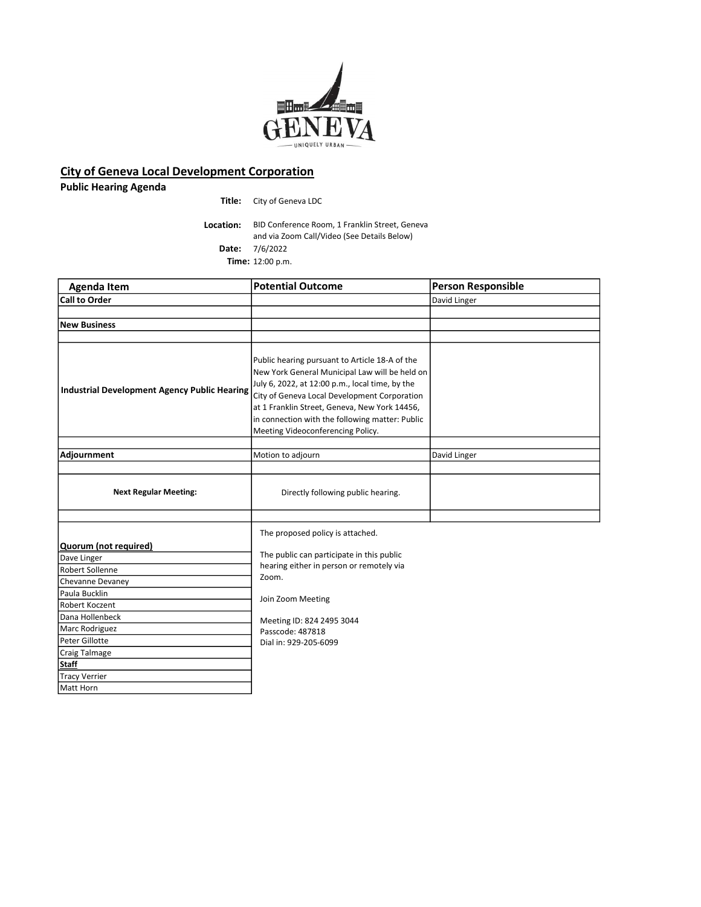# City of Geneva Local Development Corporation

## Public Hearing Agenda

**Title:** City of Geneva LDC

**Location:** BID Conference Room, 1 Franklin Street, Geneva and via Zoom Call/Video (See Details Below)

**Date:** 7/6/2022

**Time:** 12:00 p.m.

| Agenda Item | Potential Outcome | Person Responsible |
|---|---|---|
| **Call to Order** | | David Linger |
| | | |
| **New Business** | | |
| | | |
| **Industrial Development Agency Public Hearing** | Public hearing pursuant to Article 18-A of the New York General Municipal Law will be held on July 6, 2022, at 12:00 p.m., local time, by the City of Geneva Local Development Corporation at 1 Franklin Street, Geneva, New York 14456, in connection with the following matter: Public Meeting Videoconferencing Policy. | |
| | | |
| **Adjournment** | Motion to adjourn | David Linger |
| | | |
| **Next Regular Meeting:** | Directly following public hearing. | |
| | | |

| **Quorum (not required)** |
|---|
| Dave Linger |
| Robert Sollenne |
| Chevanne Devaney |
| Paula Bucklin |
| Robert Koczent |
| Dana Hollenbeck |
| Marc Rodriguez |
| Peter Gillotte |
| Craig Talmage |
| **Staff** |
| Tracy Verrier |
| Matt Horn |

The proposed policy is attached.

The public can participate in this public hearing either in person or remotely via Zoom.

Join Zoom Meeting

Meeting ID: 824 2495 3044
Passcode: 487818
Dial in: 929-205-6099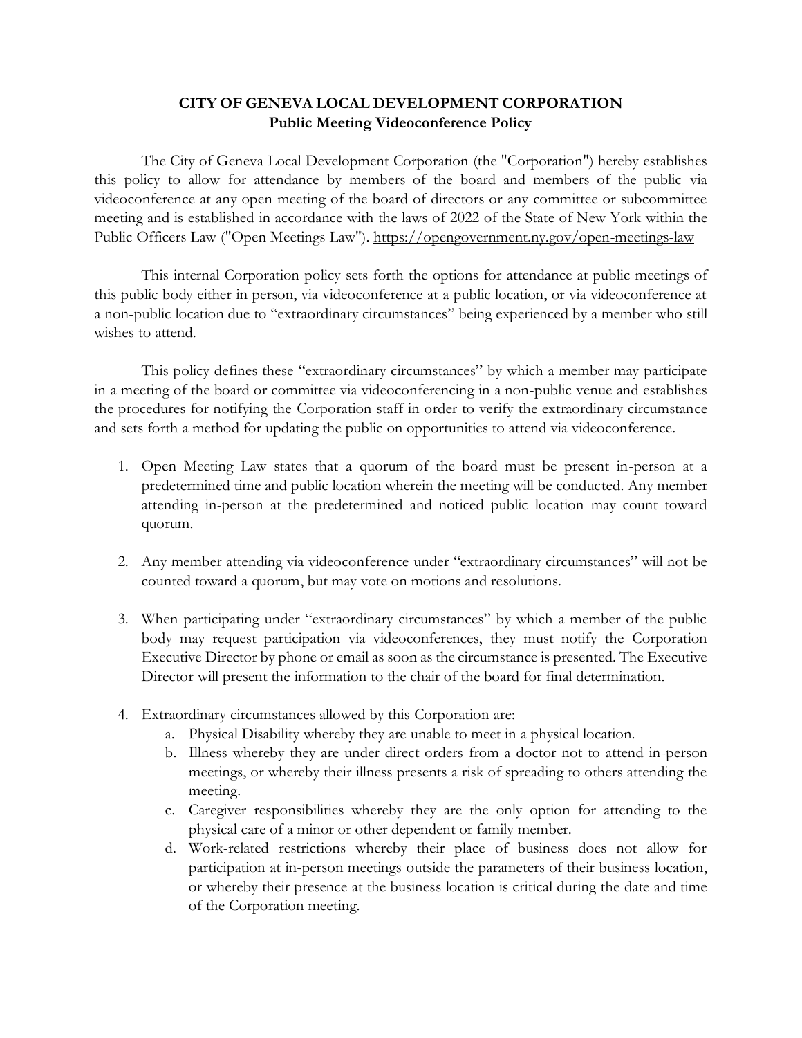**CITY OF GENEVA LOCAL DEVELOPMENT CORPORATION**
**Public Meeting Videoconference Policy**

The City of Geneva Local Development Corporation (the "Corporation") hereby establishes this policy to allow for attendance by members of the board and members of the public via videoconference at any open meeting of the board of directors or any committee or subcommittee meeting and is established in accordance with the laws of 2022 of the State of New York within the Public Officers Law ("Open Meetings Law"). https://opengovernment.ny.gov/open-meetings-law

This internal Corporation policy sets forth the options for attendance at public meetings of this public body either in person, via videoconference at a public location, or via videoconference at a non-public location due to "extraordinary circumstances" being experienced by a member who still wishes to attend.

This policy defines these "extraordinary circumstances" by which a member may participate in a meeting of the board or committee via videoconferencing in a non-public venue and establishes the procedures for notifying the Corporation staff in order to verify the extraordinary circumstance and sets forth a method for updating the public on opportunities to attend via videoconference.

1. Open Meeting Law states that a quorum of the board must be present in-person at a predetermined time and public location wherein the meeting will be conducted. Any member attending in-person at the predetermined and noticed public location may count toward quorum.

2. Any member attending via videoconference under "extraordinary circumstances" will not be counted toward a quorum, but may vote on motions and resolutions.

3. When participating under "extraordinary circumstances" by which a member of the public body may request participation via videoconferences, they must notify the Corporation Executive Director by phone or email as soon as the circumstance is presented. The Executive Director will present the information to the chair of the board for final determination.

4. Extraordinary circumstances allowed by this Corporation are:
   a. Physical Disability whereby they are unable to meet in a physical location.
   b. Illness whereby they are under direct orders from a doctor not to attend in-person meetings, or whereby their illness presents a risk of spreading to others attending the meeting.
   c. Caregiver responsibilities whereby they are the only option for attending to the physical care of a minor or other dependent or family member.
   d. Work-related restrictions whereby their place of business does not allow for participation at in-person meetings outside the parameters of their business location, or whereby their presence at the business location is critical during the date and time of the Corporation meeting.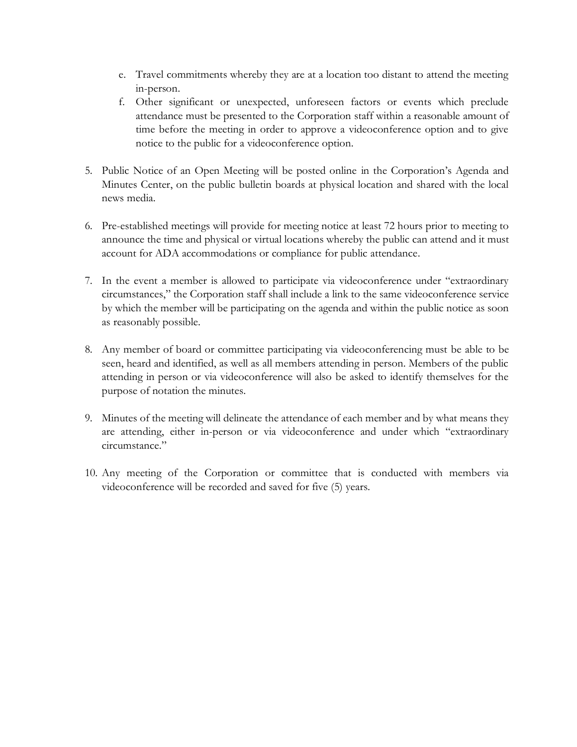e. Travel commitments whereby they are at a location too distant to attend the meeting in-person.
   f. Other significant or unexpected, unforeseen factors or events which preclude attendance must be presented to the Corporation staff within a reasonable amount of time before the meeting in order to approve a videoconference option and to give notice to the public for a videoconference option.

5. Public Notice of an Open Meeting will be posted online in the Corporation's Agenda and Minutes Center, on the public bulletin boards at physical location and shared with the local news media.

6. Pre-established meetings will provide for meeting notice at least 72 hours prior to meeting to announce the time and physical or virtual locations whereby the public can attend and it must account for ADA accommodations or compliance for public attendance.

7. In the event a member is allowed to participate via videoconference under "extraordinary circumstances," the Corporation staff shall include a link to the same videoconference service by which the member will be participating on the agenda and within the public notice as soon as reasonably possible.

8. Any member of board or committee participating via videoconferencing must be able to be seen, heard and identified, as well as all members attending in person. Members of the public attending in person or via videoconference will also be asked to identify themselves for the purpose of notation the minutes.

9. Minutes of the meeting will delineate the attendance of each member and by what means they are attending, either in-person or via videoconference and under which "extraordinary circumstance."

10. Any meeting of the Corporation or committee that is conducted with members via videoconference will be recorded and saved for five (5) years.